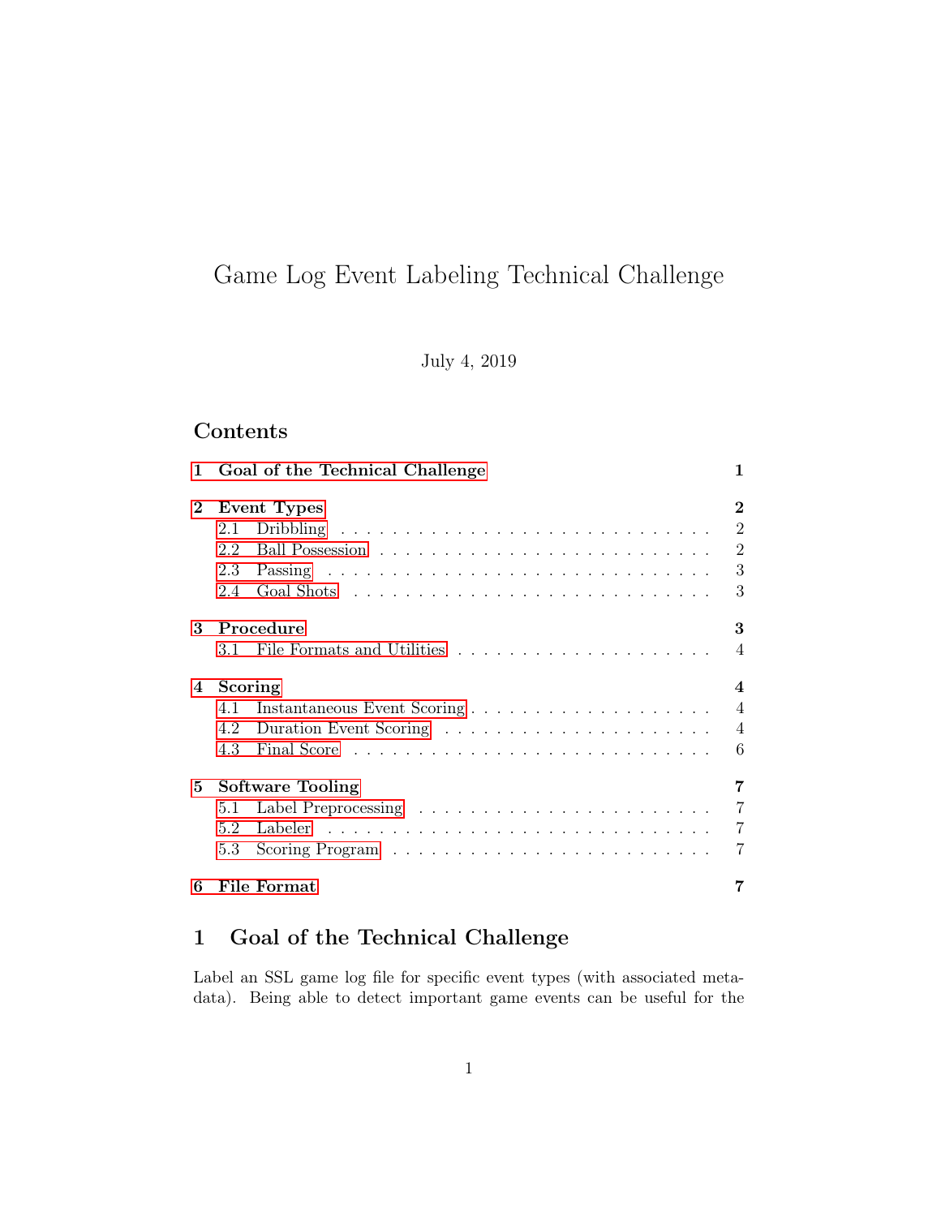# Game Log Event Labeling Technical Challenge

July 4, 2019

## Contents

| | |
|---|---|
| **1 Goal of the Technical Challenge** | **1** |
| **2 Event Types** | **2** |
| 2.1 Dribbling | 2 |
| 2.2 Ball Possession | 2 |
| 2.3 Passing | 3 |
| 2.4 Goal Shots | 3 |
| **3 Procedure** | **3** |
| 3.1 File Formats and Utilities | 4 |
| **4 Scoring** | **4** |
| 4.1 Instantaneous Event Scoring | 4 |
| 4.2 Duration Event Scoring | 4 |
| 4.3 Final Score | 6 |
| **5 Software Tooling** | **7** |
| 5.1 Label Preprocessing | 7 |
| 5.2 Labeler | 7 |
| 5.3 Scoring Program | 7 |
| **6 File Format** | **7** |

## 1 Goal of the Technical Challenge

Label an SSL game log file for specific event types (with associated meta-data). Being able to detect important game events can be useful for the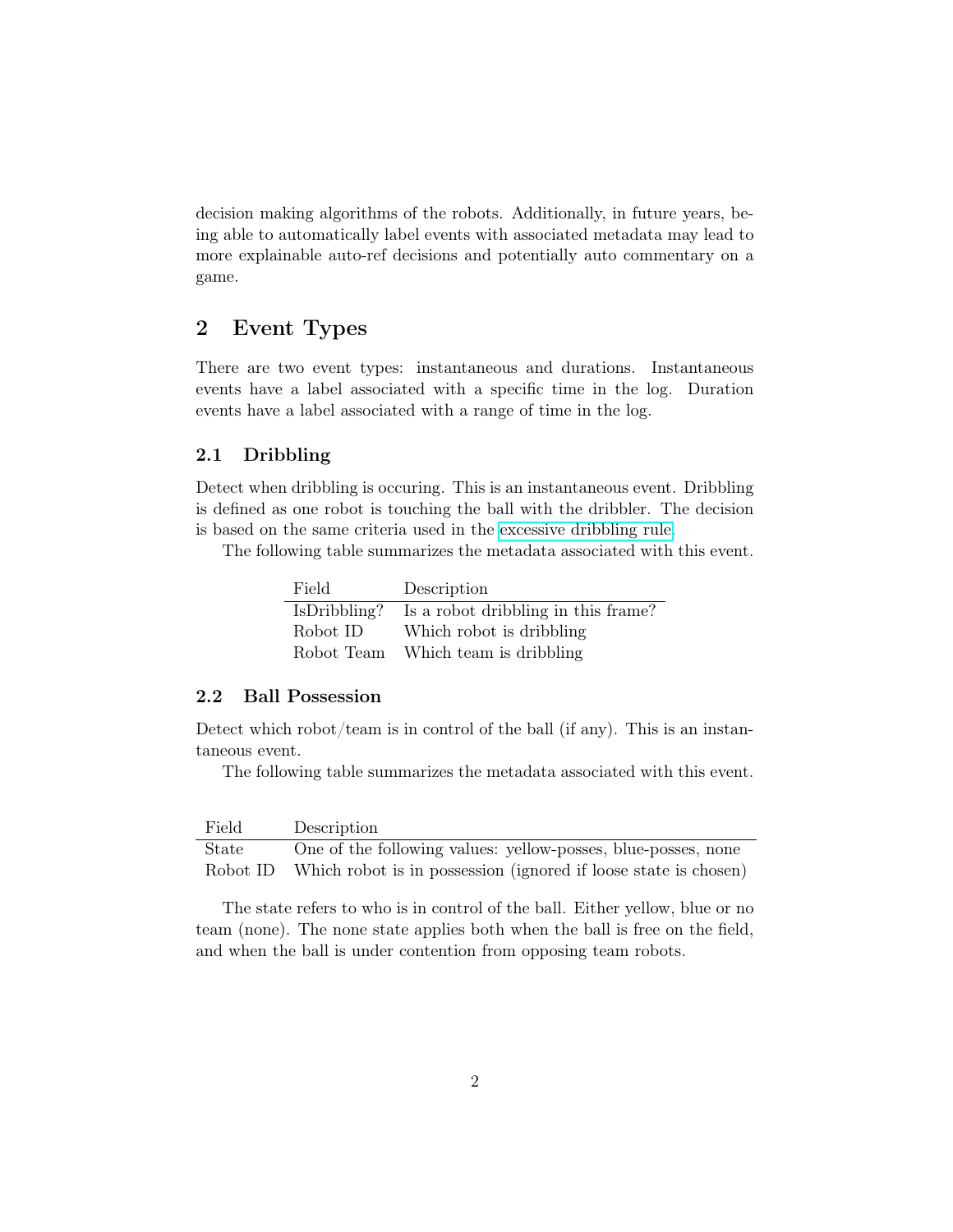decision making algorithms of the robots. Additionally, in future years, being able to automatically label events with associated metadata may lead to more explainable auto-ref decisions and potentially auto commentary on a game.

## 2 Event Types

There are two event types: instantaneous and durations. Instantaneous events have a label associated with a specific time in the log. Duration events have a label associated with a range of time in the log.

### 2.1 Dribbling

Detect when dribbling is occuring. This is an instantaneous event. Dribbling is defined as one robot is touching the ball with the dribbler. The decision is based on the same criteria used in the excessive dribbling rule.

The following table summarizes the metadata associated with this event.

| Field | Description |
|---|---|
| IsDribbling? | Is a robot dribbling in this frame? |
| Robot ID | Which robot is dribbling |
| Robot Team | Which team is dribbling |

### 2.2 Ball Possession

Detect which robot/team is in control of the ball (if any). This is an instantaneous event.

The following table summarizes the metadata associated with this event.

| Field | Description |
|---|---|
| State | One of the following values: yellow-posses, blue-posses, none |
| Robot ID | Which robot is in possession (ignored if loose state is chosen) |

The state refers to who is in control of the ball. Either yellow, blue or no team (none). The none state applies both when the ball is free on the field, and when the ball is under contention from opposing team robots.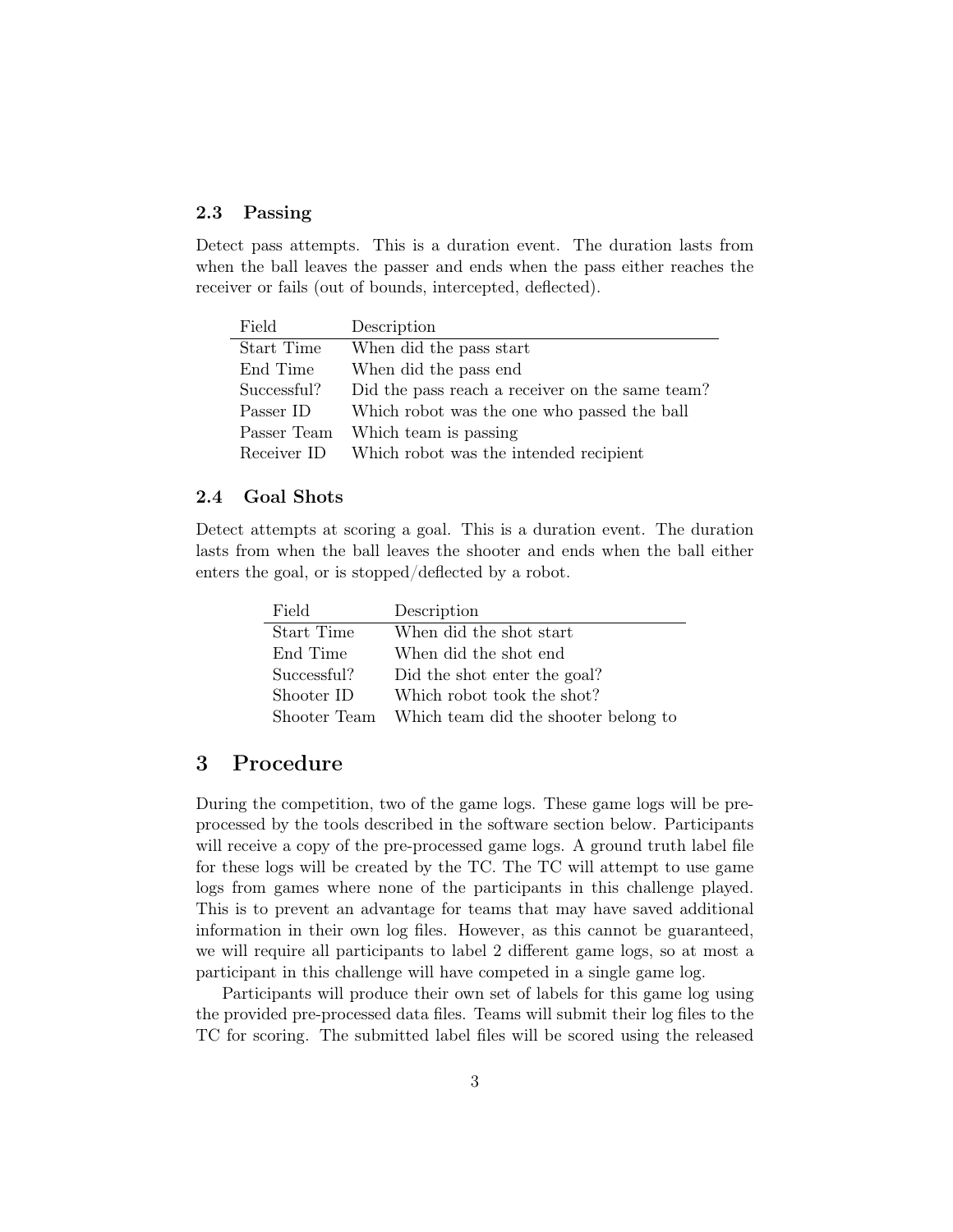### 2.3 Passing

Detect pass attempts. This is a duration event. The duration lasts from when the ball leaves the passer and ends when the pass either reaches the receiver or fails (out of bounds, intercepted, deflected).

| Field | Description |
|---|---|
| Start Time | When did the pass start |
| End Time | When did the pass end |
| Successful? | Did the pass reach a receiver on the same team? |
| Passer ID | Which robot was the one who passed the ball |
| Passer Team | Which team is passing |
| Receiver ID | Which robot was the intended recipient |

### 2.4 Goal Shots

Detect attempts at scoring a goal. This is a duration event. The duration lasts from when the ball leaves the shooter and ends when the ball either enters the goal, or is stopped/deflected by a robot.

| Field | Description |
|---|---|
| Start Time | When did the shot start |
| End Time | When did the shot end |
| Successful? | Did the shot enter the goal? |
| Shooter ID | Which robot took the shot? |
| Shooter Team | Which team did the shooter belong to |

## 3 Procedure

During the competition, two of the game logs. These game logs will be pre-processed by the tools described in the software section below. Participants will receive a copy of the pre-processed game logs. A ground truth label file for these logs will be created by the TC. The TC will attempt to use game logs from games where none of the participants in this challenge played. This is to prevent an advantage for teams that may have saved additional information in their own log files. However, as this cannot be guaranteed, we will require all participants to label 2 different game logs, so at most a participant in this challenge will have competed in a single game log.

Participants will produce their own set of labels for this game log using the provided pre-processed data files. Teams will submit their log files to the TC for scoring. The submitted label files will be scored using the released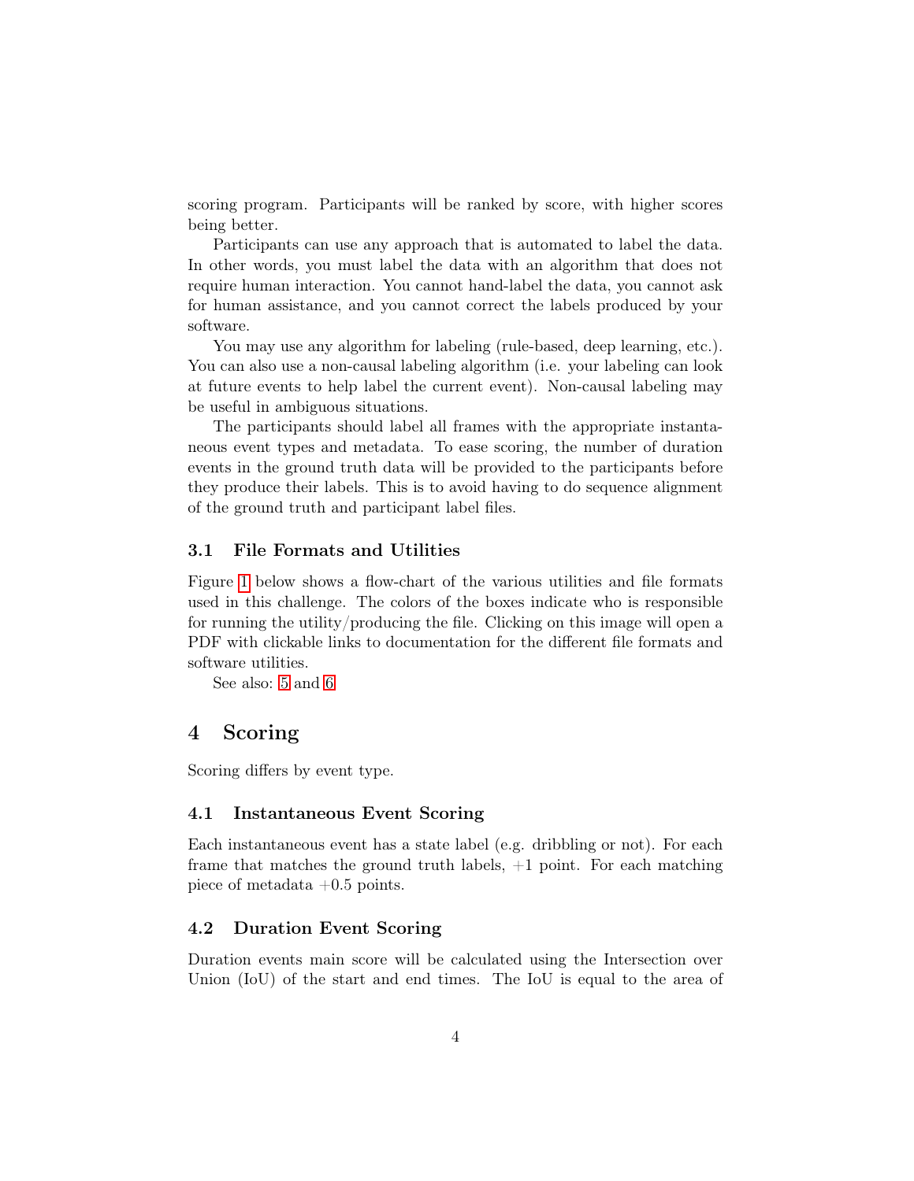scoring program. Participants will be ranked by score, with higher scores being better.

Participants can use any approach that is automated to label the data. In other words, you must label the data with an algorithm that does not require human interaction. You cannot hand-label the data, you cannot ask for human assistance, and you cannot correct the labels produced by your software.

You may use any algorithm for labeling (rule-based, deep learning, etc.). You can also use a non-causal labeling algorithm (i.e. your labeling can look at future events to help label the current event). Non-causal labeling may be useful in ambiguous situations.

The participants should label all frames with the appropriate instantaneous event types and metadata. To ease scoring, the number of duration events in the ground truth data will be provided to the participants before they produce their labels. This is to avoid having to do sequence alignment of the ground truth and participant label files.

### 3.1 File Formats and Utilities

Figure 1 below shows a flow-chart of the various utilities and file formats used in this challenge. The colors of the boxes indicate who is responsible for running the utility/producing the file. Clicking on this image will open a PDF with clickable links to documentation for the different file formats and software utilities.

See also: 5 and 6

## 4 Scoring

Scoring differs by event type.

### 4.1 Instantaneous Event Scoring

Each instantaneous event has a state label (e.g. dribbling or not). For each frame that matches the ground truth labels, +1 point. For each matching piece of metadata +0.5 points.

### 4.2 Duration Event Scoring

Duration events main score will be calculated using the Intersection over Union (IoU) of the start and end times. The IoU is equal to the area of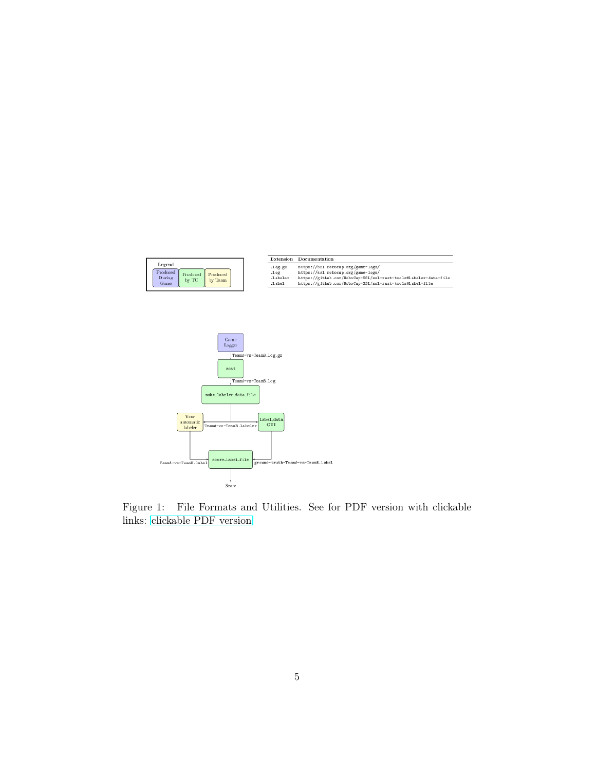| Extension | Documentation |
| --- | --- |
| .log.gz | https://ssl.robocup.org/game-logs/ |
| .log | https://ssl.robocup.org/game-logs/ |
| .labeler | https://github.com/RoboCup-SSL/ssl-rust-tools#labeler-data-file |
| .label | https://github.com/RoboCup-SSL/ssl-rust-tools#label-file |

Figure 1: File Formats and Utilities. See for PDF version with clickable links: clickable PDF version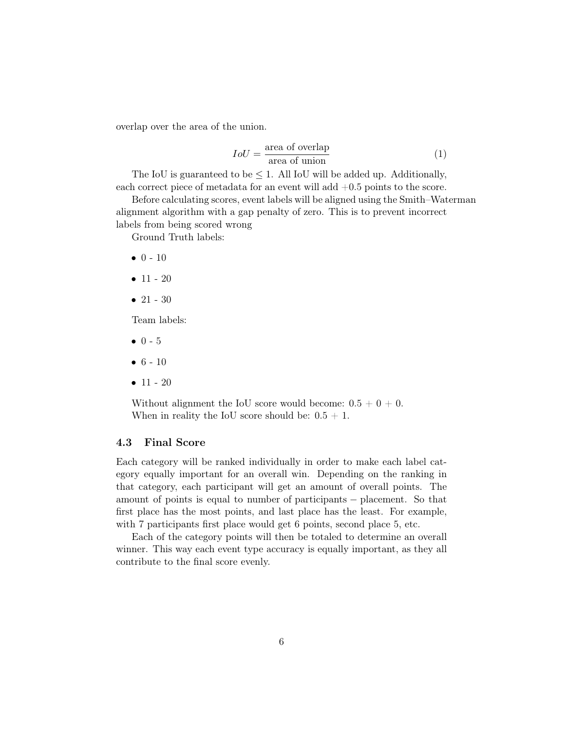overlap over the area of the union.

$$IoU = \frac{\text{area of overlap}}{\text{area of union}} \tag{1}$$

The IoU is guaranteed to be $\leq 1$. All IoU will be added up. Additionally, each correct piece of metadata for an event will add $+0.5$ points to the score.

Before calculating scores, event labels will be aligned using the Smith–Waterman alignment algorithm with a gap penalty of zero. This is to prevent incorrect labels from being scored wrong

Ground Truth labels:

- 0 - 10
- 11 - 20
- 21 - 30

Team labels:

- 0 - 5
- 6 - 10
- 11 - 20

Without alignment the IoU score would become: $0.5 + 0 + 0$.
When in reality the IoU score should be: $0.5 + 1$.

### 4.3 Final Score

Each category will be ranked individually in order to make each label category equally important for an overall win. Depending on the ranking in that category, each participant will get an amount of overall points. The amount of points is equal to number of participants − placement. So that first place has the most points, and last place has the least. For example, with 7 participants first place would get 6 points, second place 5, etc.

Each of the category points will then be totaled to determine an overall winner. This way each event type accuracy is equally important, as they all contribute to the final score evenly.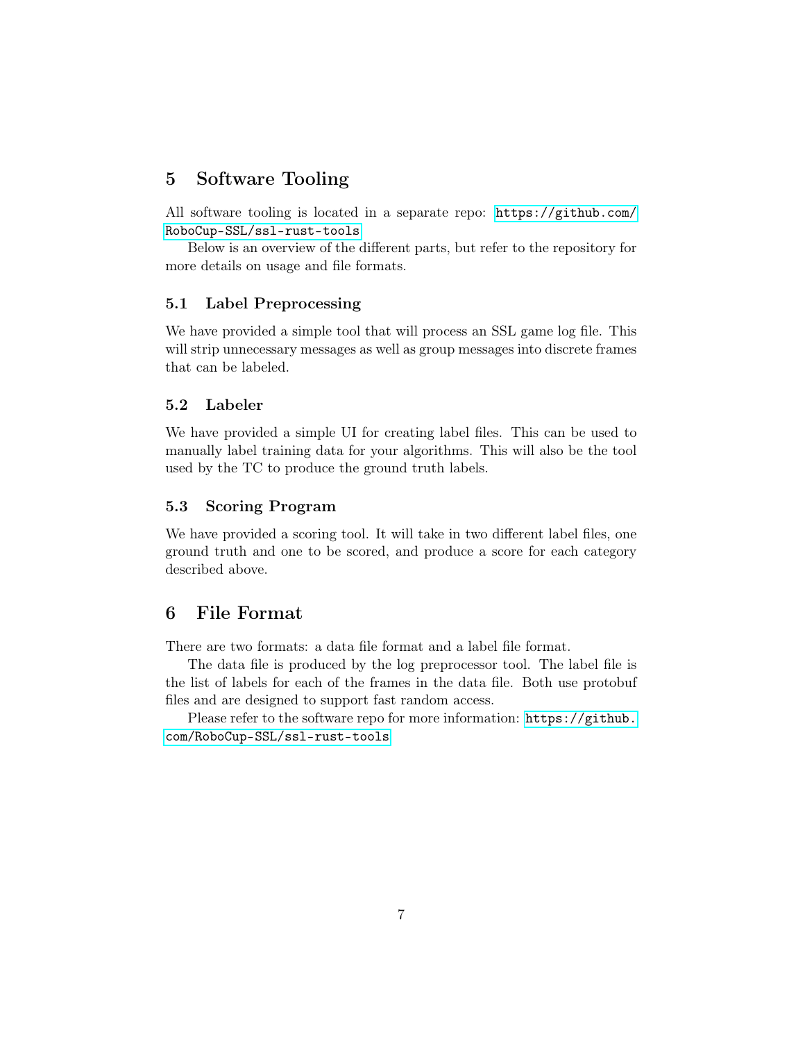## 5 Software Tooling

All software tooling is located in a separate repo: https://github.com/RoboCup-SSL/ssl-rust-tools

Below is an overview of the different parts, but refer to the repository for more details on usage and file formats.

### 5.1 Label Preprocessing

We have provided a simple tool that will process an SSL game log file. This will strip unnecessary messages as well as group messages into discrete frames that can be labeled.

### 5.2 Labeler

We have provided a simple UI for creating label files. This can be used to manually label training data for your algorithms. This will also be the tool used by the TC to produce the ground truth labels.

### 5.3 Scoring Program

We have provided a scoring tool. It will take in two different label files, one ground truth and one to be scored, and produce a score for each category described above.

## 6 File Format

There are two formats: a data file format and a label file format.

The data file is produced by the log preprocessor tool. The label file is the list of labels for each of the frames in the data file. Both use protobuf files and are designed to support fast random access.

Please refer to the software repo for more information: https://github.com/RoboCup-SSL/ssl-rust-tools